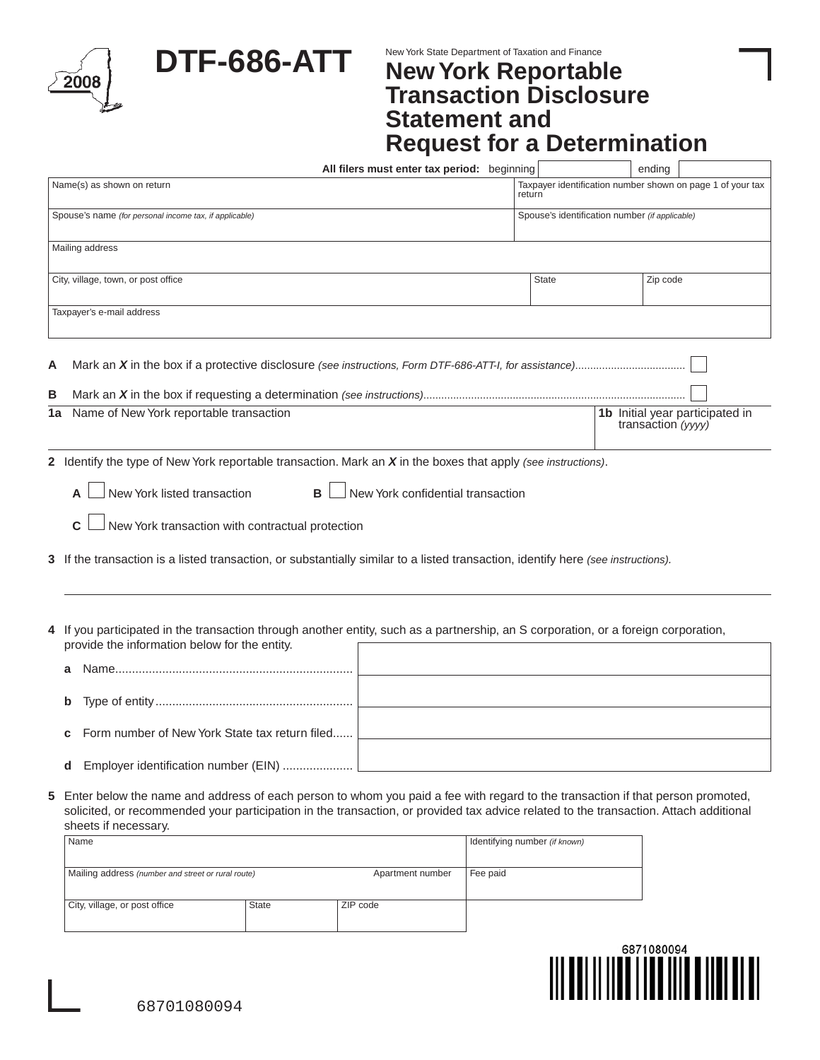# DTF-686-ATT

2008

New York State Department of Taxation and Finance

## New York Reportable Transaction Disclosure Statement and Request for a Determination

**All filers must enter tax period:** beginning ____________ ending ____________

| Name(s) as shown on return | Taxpayer identification number shown on page 1 of your tax return |
|---|---|
| Spouse's name *(for personal income tax, if applicable)* | Spouse's identification number *(if applicable)* |

| Mailing address | | |
|---|---|---|
| City, village, town, or post office | State | Zip code |
| Taxpayer's e-mail address | | |

**A** Mark an ***X*** in the box if a protective disclosure *(see instructions, Form DTF-686-ATT-I, for assistance)*.................................... ☐

**B** Mark an ***X*** in the box if requesting a determination *(see instructions)*....................................................................................... ☐

| **1a** Name of New York reportable transaction | **1b** Initial year participated in transaction *(yyyy)* |
|---|---|
| | |

**2** Identify the type of New York reportable transaction. Mark an ***X*** in the boxes that apply *(see instructions)*.

**A** ☐ New York listed transaction **B** ☐ New York confidential transaction

**C** ☐ New York transaction with contractual protection

**3** If the transaction is a listed transaction, or substantially similar to a listed transaction, identify here *(see instructions).*

______________________________________________________________________

**4** If you participated in the transaction through another entity, such as a partnership, an S corporation, or a foreign corporation, provide the information below for the entity.

**a** Name....................................................................... ____________

**b** Type of entity.......................................................... ____________

**c** Form number of New York State tax return filed...... ____________

**d** Employer identification number (EIN) ..................... ____________

**5** Enter below the name and address of each person to whom you paid a fee with regard to the transaction if that person promoted, solicited, or recommended your participation in the transaction, or provided tax advice related to the transaction. Attach additional sheets if necessary.

| Name | | | Identifying number *(if known)* |
|---|---|---|---|
| Mailing address *(number and street or rural route)* | | Apartment number | Fee paid |
| City, village, or post office | State | ZIP code | |

6871080094

68701080094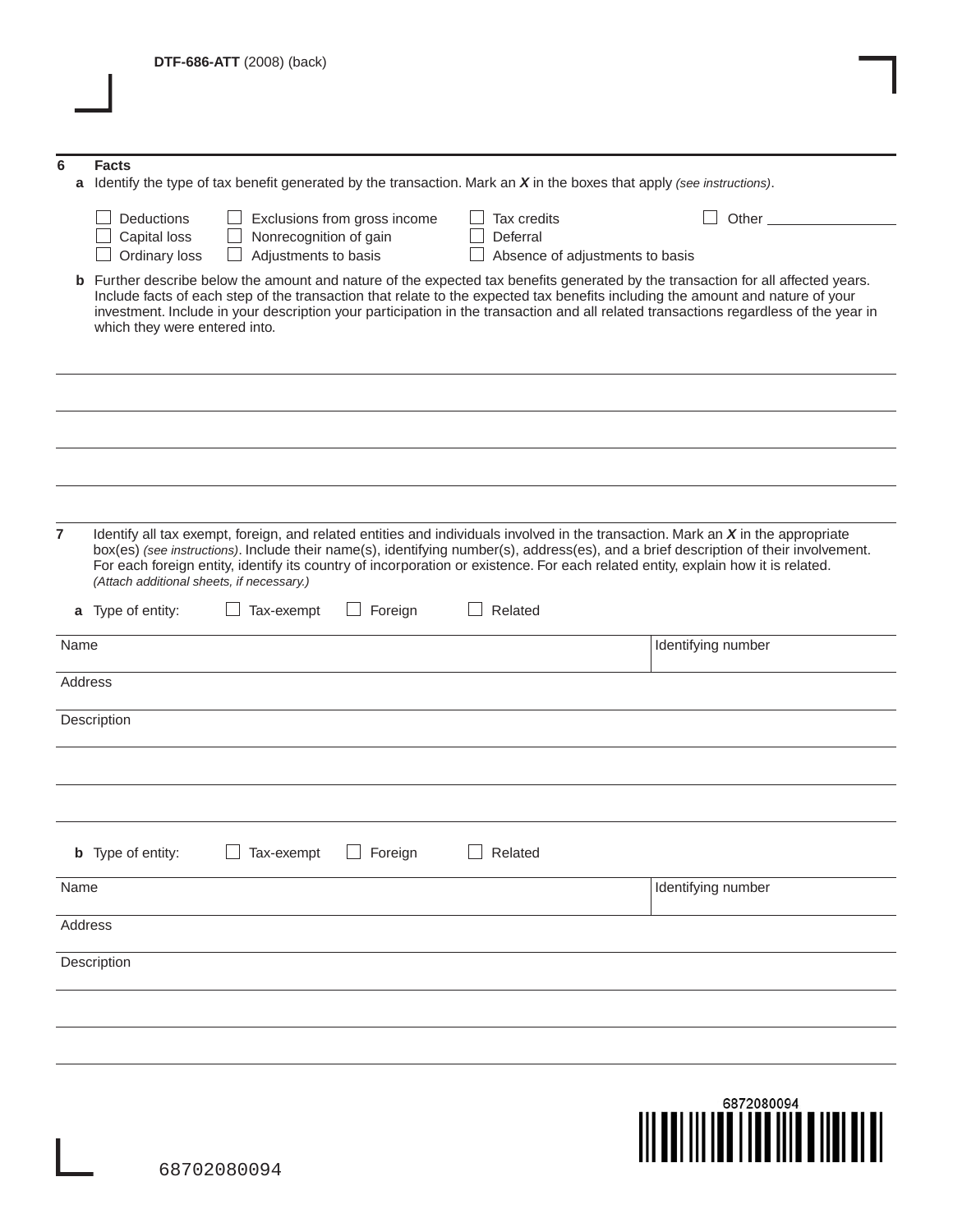**DTF-686-ATT** (2008) (back)

**6 Facts**

**a** Identify the type of tax benefit generated by the transaction. Mark an ***X*** in the boxes that apply *(see instructions)*.

- ☐ Deductions
- ☐ Capital loss
- ☐ Ordinary loss
- ☐ Exclusions from gross income
- ☐ Nonrecognition of gain
- ☐ Adjustments to basis
- ☐ Tax credits
- ☐ Deferral
- ☐ Absence of adjustments to basis
- ☐ Other ________________

**b** Further describe below the amount and nature of the expected tax benefits generated by the transaction for all affected years. Include facts of each step of the transaction that relate to the expected tax benefits including the amount and nature of your investment. Include in your description your participation in the transaction and all related transactions regardless of the year in which they were entered into.

**7** Identify all tax exempt, foreign, and related entities and individuals involved in the transaction. Mark an ***X*** in the appropriate box(es) *(see instructions)*. Include their name(s), identifying number(s), address(es), and a brief description of their involvement. For each foreign entity, identify its country of incorporation or existence. For each related entity, explain how it is related. *(Attach additional sheets, if necessary.)*

**a** Type of entity: ☐ Tax-exempt ☐ Foreign ☐ Related

| Name | Identifying number |
|---|---|
| Address | |
| Description | |

**b** Type of entity: ☐ Tax-exempt ☐ Foreign ☐ Related

| Name | Identifying number |
|---|---|
| Address | |
| Description | |

6872080094

68702080094